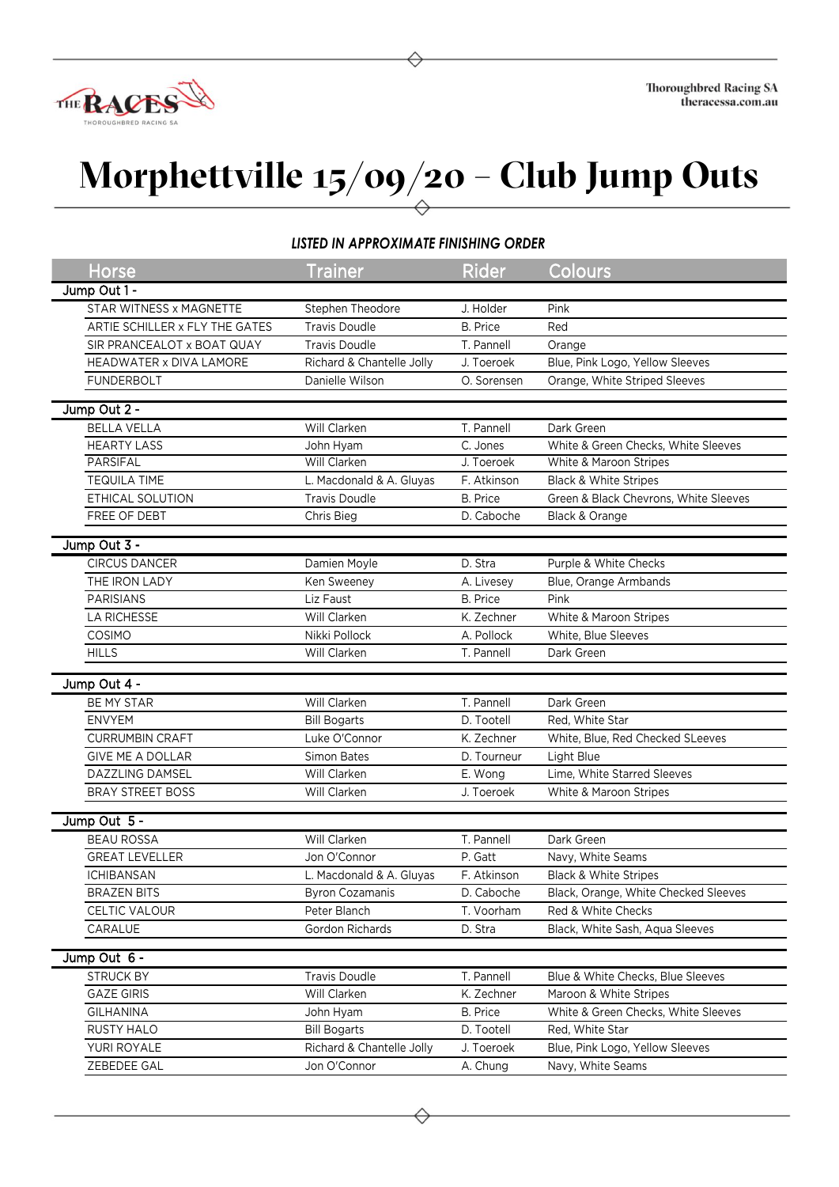# Morphettville 15/09/20 – Club Jump Outs

***LISTED IN APPROXIMATE FINISHING ORDER***

| Horse | Trainer | Rider | Colours |
|---|---|---|---|
| **Jump Out 1 -** | | | |
| STAR WITNESS x MAGNETTE | Stephen Theodore | J. Holder | Pink |
| ARTIE SCHILLER x FLY THE GATES | Travis Doudle | B. Price | Red |
| SIR PRANCEALOT x BOAT QUAY | Travis Doudle | T. Pannell | Orange |
| HEADWATER x DIVA LAMORE | Richard & Chantelle Jolly | J. Toeroek | Blue, Pink Logo, Yellow Sleeves |
| FUNDERBOLT | Danielle Wilson | O. Sorensen | Orange, White Striped Sleeves |
| **Jump Out 2 -** | | | |
| BELLA VELLA | Will Clarken | T. Pannell | Dark Green |
| HEARTY LASS | John Hyam | C. Jones | White & Green Checks, White Sleeves |
| PARSIFAL | Will Clarken | J. Toeroek | White & Maroon Stripes |
| TEQUILA TIME | L. Macdonald & A. Gluyas | F. Atkinson | Black & White Stripes |
| ETHICAL SOLUTION | Travis Doudle | B. Price | Green & Black Chevrons, White Sleeves |
| FREE OF DEBT | Chris Bieg | D. Caboche | Black & Orange |
| **Jump Out 3 -** | | | |
| CIRCUS DANCER | Damien Moyle | D. Stra | Purple & White Checks |
| THE IRON LADY | Ken Sweeney | A. Livesey | Blue, Orange Armbands |
| PARISIANS | Liz Faust | B. Price | Pink |
| LA RICHESSE | Will Clarken | K. Zechner | White & Maroon Stripes |
| COSIMO | Nikki Pollock | A. Pollock | White, Blue Sleeves |
| HILLS | Will Clarken | T. Pannell | Dark Green |
| **Jump Out 4 -** | | | |
| BE MY STAR | Will Clarken | T. Pannell | Dark Green |
| ENVYEM | Bill Bogarts | D. Tootell | Red, White Star |
| CURRUMBIN CRAFT | Luke O'Connor | K. Zechner | White, Blue, Red Checked SLeeves |
| GIVE ME A DOLLAR | Simon Bates | D. Tourneur | Light Blue |
| DAZZLING DAMSEL | Will Clarken | E. Wong | Lime, White Starred Sleeves |
| BRAY STREET BOSS | Will Clarken | J. Toeroek | White & Maroon Stripes |
| **Jump Out 5 -** | | | |
| BEAU ROSSA | Will Clarken | T. Pannell | Dark Green |
| GREAT LEVELLER | Jon O'Connor | P. Gatt | Navy, White Seams |
| ICHIBANSAN | L. Macdonald & A. Gluyas | F. Atkinson | Black & White Stripes |
| BRAZEN BITS | Byron Cozamanis | D. Caboche | Black, Orange, White Checked Sleeves |
| CELTIC VALOUR | Peter Blanch | T. Voorham | Red & White Checks |
| CARALUE | Gordon Richards | D. Stra | Black, White Sash, Aqua Sleeves |
| **Jump Out 6 -** | | | |
| STRUCK BY | Travis Doudle | T. Pannell | Blue & White Checks, Blue Sleeves |
| GAZE GIRIS | Will Clarken | K. Zechner | Maroon & White Stripes |
| GILHANINA | John Hyam | B. Price | White & Green Checks, White Sleeves |
| RUSTY HALO | Bill Bogarts | D. Tootell | Red, White Star |
| YURI ROYALE | Richard & Chantelle Jolly | J. Toeroek | Blue, Pink Logo, Yellow Sleeves |
| ZEBEDEE GAL | Jon O'Connor | A. Chung | Navy, White Seams |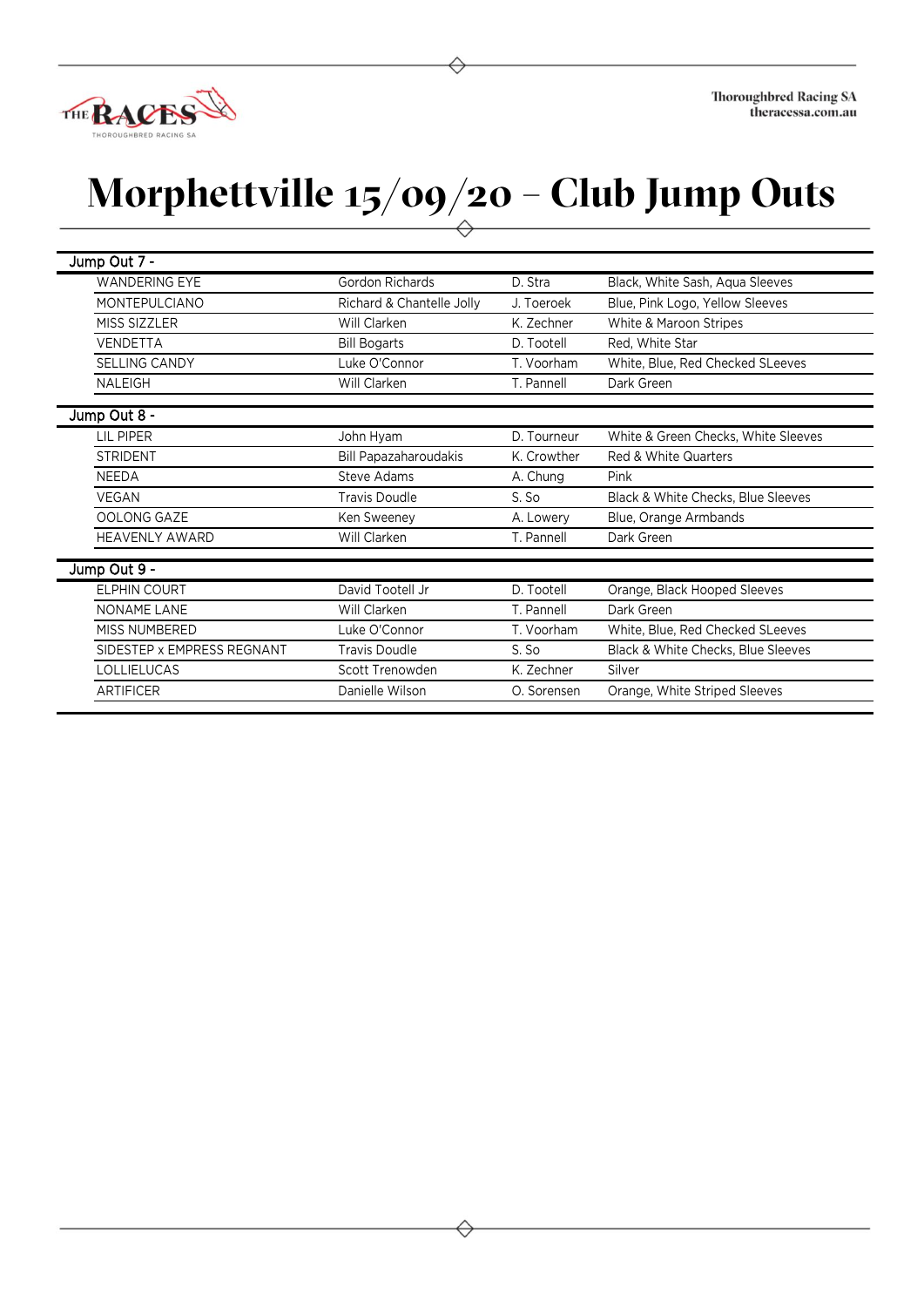# Morphettville 15/09/20 – Club Jump Outs

| Jump Out 7 - | | | |
|---|---|---|---|
| WANDERING EYE | Gordon Richards | D. Stra | Black, White Sash, Aqua Sleeves |
| MONTEPULCIANO | Richard & Chantelle Jolly | J. Toeroek | Blue, Pink Logo, Yellow Sleeves |
| MISS SIZZLER | Will Clarken | K. Zechner | White & Maroon Stripes |
| VENDETTA | Bill Bogarts | D. Tootell | Red, White Star |
| SELLING CANDY | Luke O'Connor | T. Voorham | White, Blue, Red Checked SLeeves |
| NALEIGH | Will Clarken | T. Pannell | Dark Green |

| Jump Out 8 - | | | |
|---|---|---|---|
| LIL PIPER | John Hyam | D. Tourneur | White & Green Checks, White Sleeves |
| STRIDENT | Bill Papazaharoudakis | K. Crowther | Red & White Quarters |
| NEEDA | Steve Adams | A. Chung | Pink |
| VEGAN | Travis Doudle | S. So | Black & White Checks, Blue Sleeves |
| OOLONG GAZE | Ken Sweeney | A. Lowery | Blue, Orange Armbands |
| HEAVENLY AWARD | Will Clarken | T. Pannell | Dark Green |

| Jump Out 9 - | | | |
|---|---|---|---|
| ELPHIN COURT | David Tootell Jr | D. Tootell | Orange, Black Hooped Sleeves |
| NONAME LANE | Will Clarken | T. Pannell | Dark Green |
| MISS NUMBERED | Luke O'Connor | T. Voorham | White, Blue, Red Checked SLeeves |
| SIDESTEP x EMPRESS REGNANT | Travis Doudle | S. So | Black & White Checks, Blue Sleeves |
| LOLLIELUCAS | Scott Trenowden | K. Zechner | Silver |
| ARTIFICER | Danielle Wilson | O. Sorensen | Orange, White Striped Sleeves |